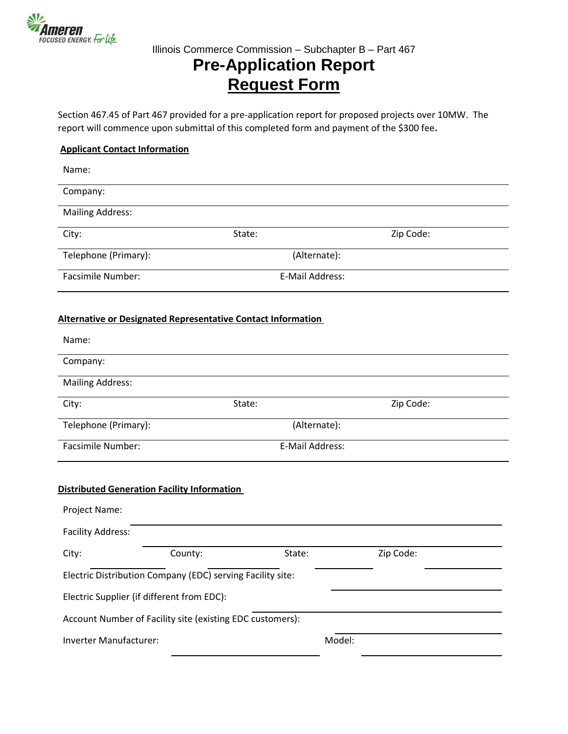Illinois Commerce Commission – Subchapter B – Part 467

# Pre-Application Report Request Form

Section 467.45 of Part 467 provided for a pre-application report for proposed projects over 10MW. The report will commence upon submittal of this completed form and payment of the $300 fee**.**

## Applicant Contact Information

Name:

Company:

Mailing Address:

City: State: Zip Code:

Telephone (Primary): (Alternate):

Facsimile Number: E-Mail Address:

## Alternative or Designated Representative Contact Information

Name:

Company:

Mailing Address:

City: State: Zip Code:

Telephone (Primary): (Alternate):

Facsimile Number: E-Mail Address:

## Distributed Generation Facility Information

Project Name:

Facility Address:

City: County: State: Zip Code:

Electric Distribution Company (EDC) serving Facility site:

Electric Supplier (if different from EDC):

Account Number of Facility site (existing EDC customers):

Inverter Manufacturer: Model: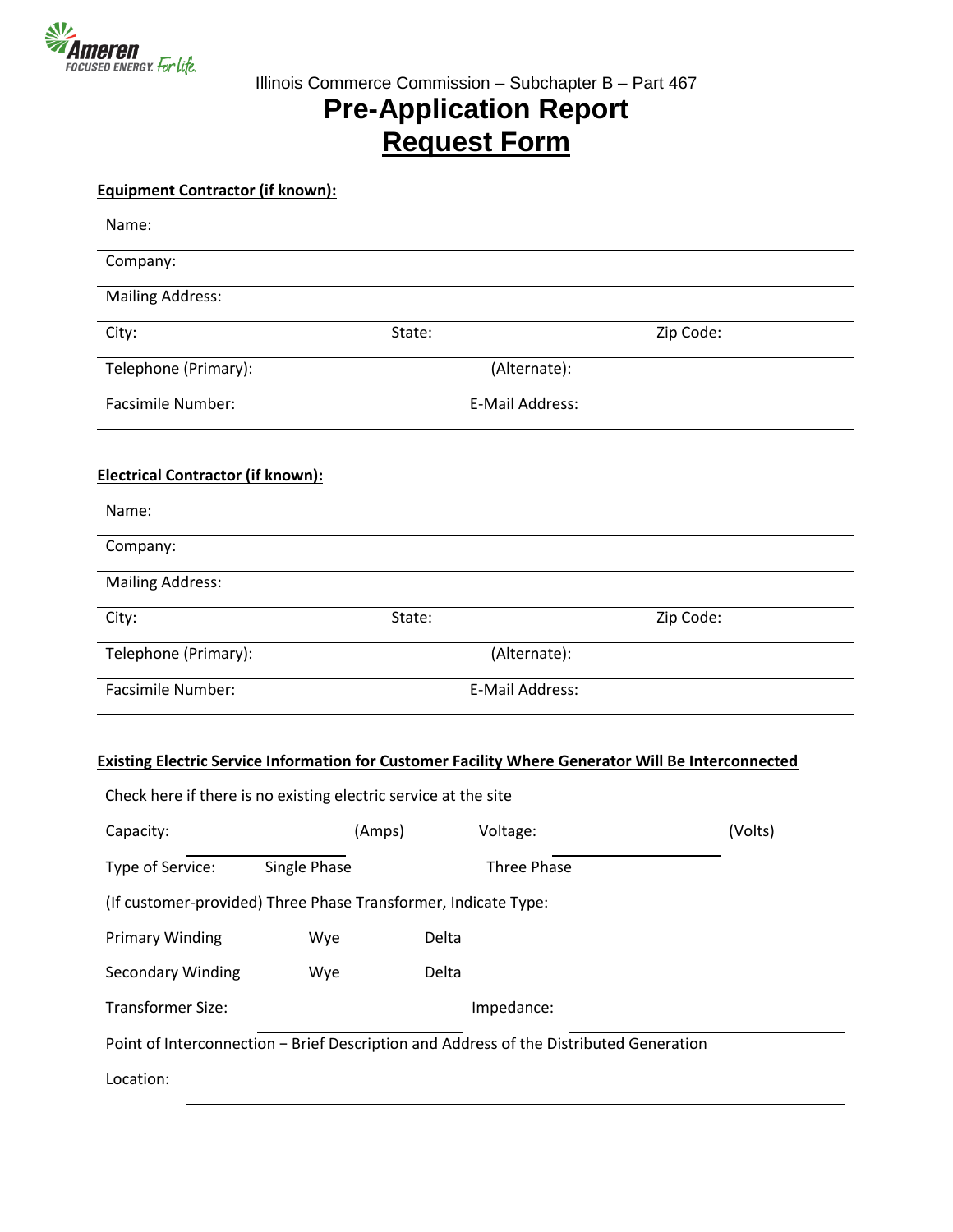Illinois Commerce Commission – Subchapter B – Part 467

# Pre-Application Report Request Form

**Equipment Contractor (if known):**

Name:

Company:

Mailing Address:

City: State: Zip Code:

Telephone (Primary): (Alternate):

Facsimile Number: E-Mail Address:

**Electrical Contractor (if known):**

Name:

Company:

Mailing Address:

City: State: Zip Code:

Telephone (Primary): (Alternate):

Facsimile Number: E-Mail Address:

**Existing Electric Service Information for Customer Facility Where Generator Will Be Interconnected**

Check here if there is no existing electric service at the site

Capacity: ______________ (Amps) Voltage: ______________ (Volts)

Type of Service: Single Phase Three Phase

(If customer-provided) Three Phase Transformer, Indicate Type:

Primary Winding Wye Delta

Secondary Winding Wye Delta

Transformer Size: ______________ Impedance: ______________

Point of Interconnection − Brief Description and Address of the Distributed Generation

Location: ______________________________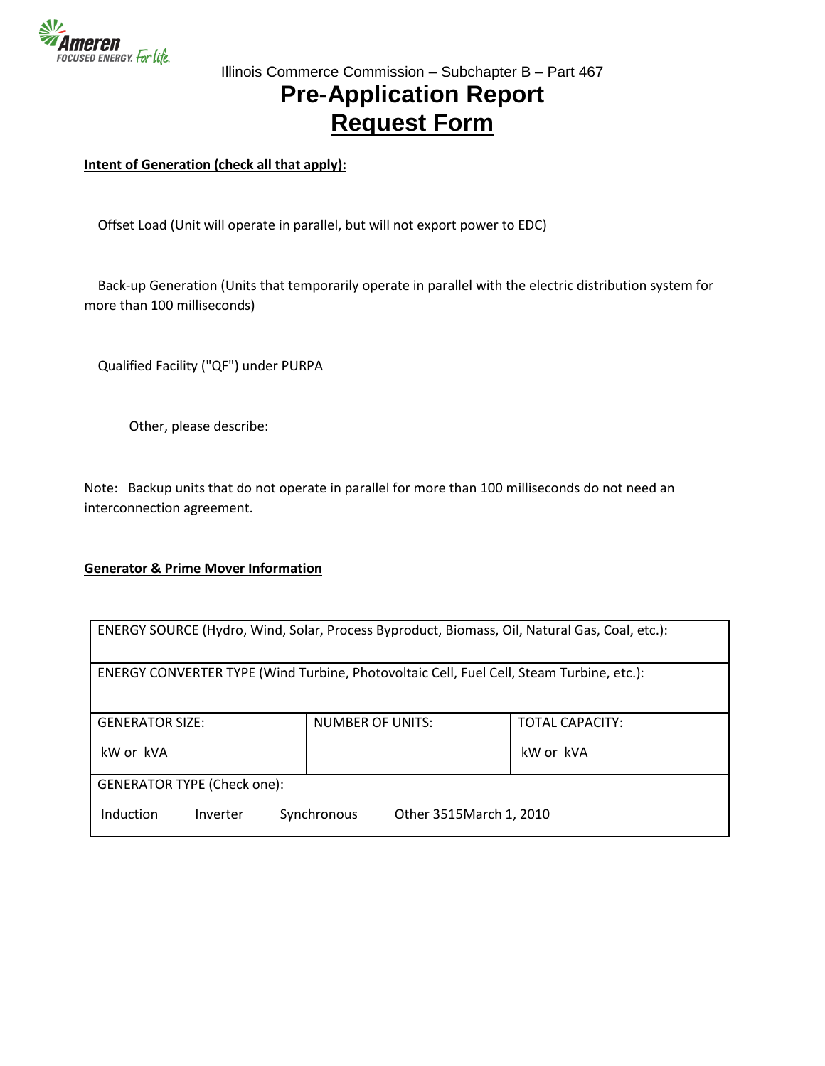Illinois Commerce Commission – Subchapter B – Part 467

# Pre-Application Report
# Request Form

**Intent of Generation (check all that apply):**

Offset Load (Unit will operate in parallel, but will not export power to EDC)

Back-up Generation (Units that temporarily operate in parallel with the electric distribution system for more than 100 milliseconds)

Qualified Facility ("QF") under PURPA

Other, please describe: ______________________________

Note: Backup units that do not operate in parallel for more than 100 milliseconds do not need an interconnection agreement.

**Generator & Prime Mover Information**

| ENERGY SOURCE (Hydro, Wind, Solar, Process Byproduct, Biomass, Oil, Natural Gas, Coal, etc.): | | |
|---|---|---|
| ENERGY CONVERTER TYPE (Wind Turbine, Photovoltaic Cell, Fuel Cell, Steam Turbine, etc.): | | |
| GENERATOR SIZE:<br>kW or kVA | NUMBER OF UNITS: | TOTAL CAPACITY:<br>kW or kVA |
| GENERATOR TYPE (Check one):<br>Induction Inverter Synchronous Other 3515March 1, 2010 | | |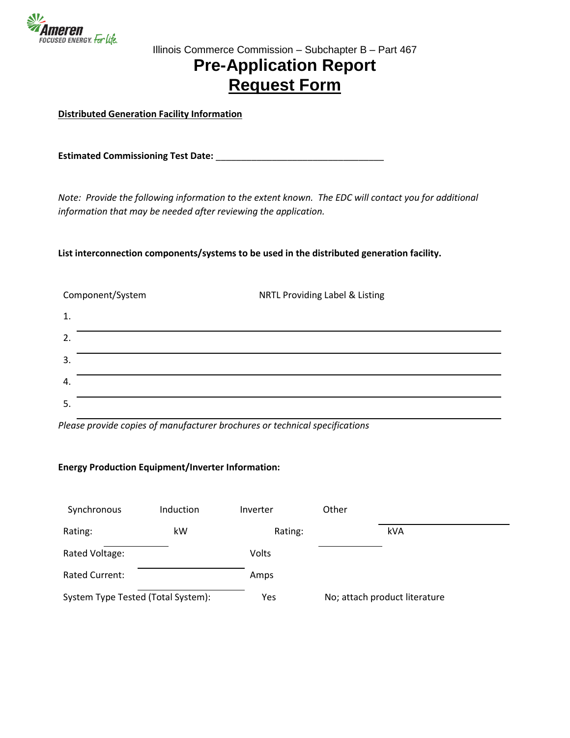Illinois Commerce Commission – Subchapter B – Part 467

# Pre-Application Report

# Request Form

**Distributed Generation Facility Information**

**Estimated Commissioning Test Date:** ________________________________

*Note: Provide the following information to the extent known. The EDC will contact you for additional information that may be needed after reviewing the application.*

**List interconnection components/systems to be used in the distributed generation facility.**

| | Component/System | NRTL Providing Label & Listing |
|---|---|---|
| 1. | | |
| 2. | | |
| 3. | | |
| 4. | | |
| 5. | | |

*Please provide copies of manufacturer brochures or technical specifications*

**Energy Production Equipment/Inverter Information:**

Synchronous    Induction    Inverter    Other ____________________

Rating: ____________ kW    Rating: ____________ kVA

Rated Voltage: ____________________ Volts

Rated Current: ____________________ Amps

System Type Tested (Total System):    Yes    No; attach product literature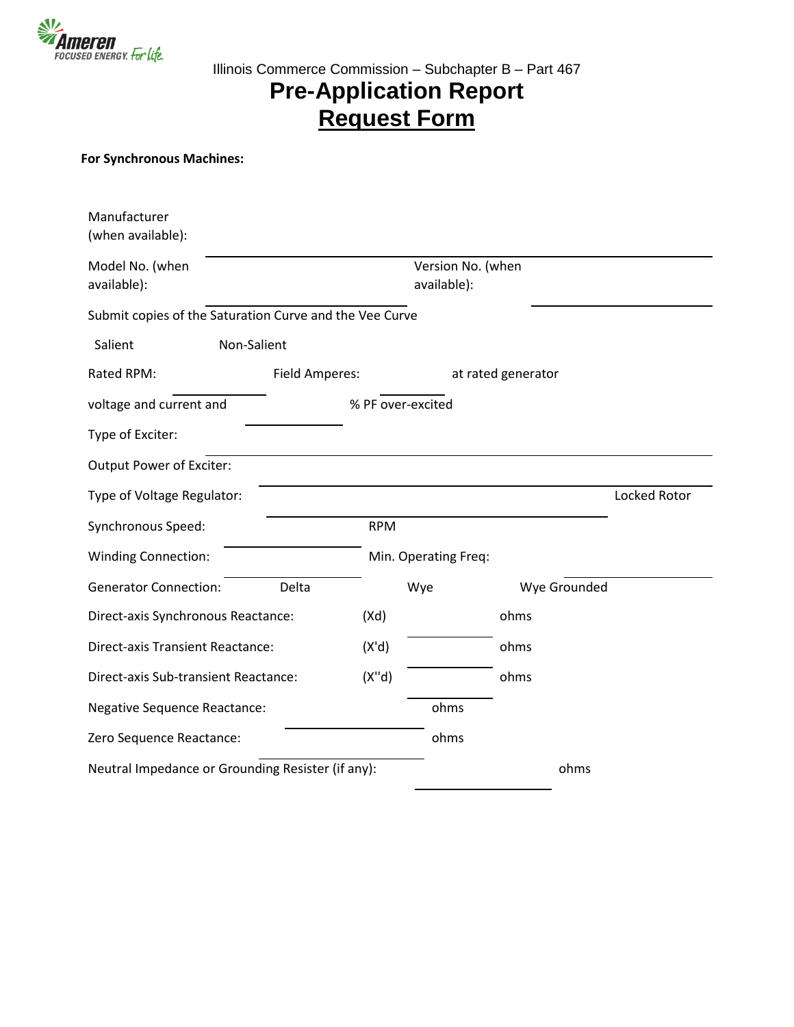Illinois Commerce Commission – Subchapter B – Part 467

# Pre-Application Report
# Request Form

**For Synchronous Machines:**

Manufacturer (when available): ____________________

Model No. (when available): ____________________ Version No. (when available): ____________________

Submit copies of the Saturation Curve and the Vee Curve

Salient Non-Salient

Rated RPM: __________ Field Amperes: __________ at rated generator voltage and current and __________ % PF over-excited

Type of Exciter: ____________________

Output Power of Exciter: ____________________

Type of Voltage Regulator: ____________________ Locked Rotor

Synchronous Speed: __________ RPM

Winding Connection: __________ Min. Operating Freq: __________

Generator Connection: Delta Wye Wye Grounded

Direct-axis Synchronous Reactance: (Xd) __________ ohms

Direct-axis Transient Reactance: (X'd) __________ ohms

Direct-axis Sub-transient Reactance: (X''d) __________ ohms

Negative Sequence Reactance: __________ ohms

Zero Sequence Reactance: __________ ohms

Neutral Impedance or Grounding Resister (if any): __________ ohms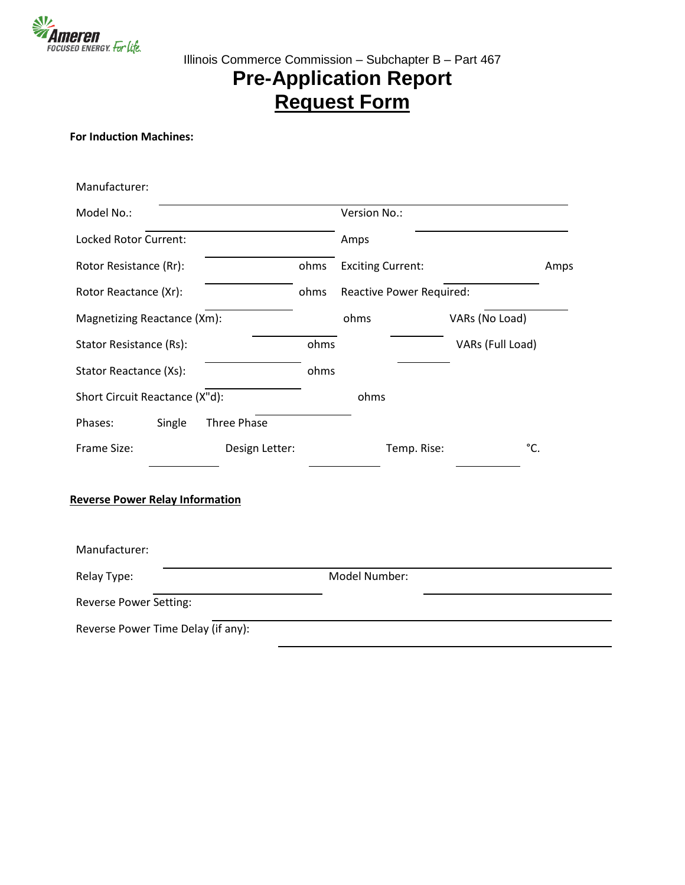Illinois Commerce Commission – Subchapter B – Part 467

# Pre-Application Report

# Request Form

**For Induction Machines:**

Manufacturer: \_\_\_\_\_\_\_\_\_\_\_\_\_\_\_\_\_\_\_\_\_\_\_\_\_\_\_\_\_\_\_\_\_\_\_\_\_\_\_\_\_\_\_\_\_\_\_\_

Model No.: \_\_\_\_\_\_\_\_\_\_\_\_\_\_\_\_\_\_\_\_\_\_\_\_ Version No.: \_\_\_\_\_\_\_\_\_\_\_\_\_\_\_\_\_\_\_\_

Locked Rotor Current: \_\_\_\_\_\_\_\_\_\_\_\_\_\_\_\_ Amps

Rotor Resistance (Rr): \_\_\_\_\_\_\_\_\_\_\_\_ ohms Exciting Current: \_\_\_\_\_\_\_\_\_\_\_\_ Amps

Rotor Reactance (Xr): \_\_\_\_\_\_\_\_\_\_\_\_ ohms Reactive Power Required:

Magnetizing Reactance (Xm): \_\_\_\_\_\_\_\_\_\_\_\_ ohms \_\_\_\_\_\_\_\_\_\_\_\_ VARs (No Load)

Stator Resistance (Rs): \_\_\_\_\_\_\_\_\_\_\_\_ ohms \_\_\_\_\_\_\_\_\_\_\_\_ VARs (Full Load)

Stator Reactance (Xs): \_\_\_\_\_\_\_\_\_\_\_\_ ohms

Short Circuit Reactance (X"d): \_\_\_\_\_\_\_\_\_\_\_\_ ohms

Phases: Single Three Phase

Frame Size: \_\_\_\_\_\_\_\_\_\_ Design Letter: \_\_\_\_\_\_\_\_\_\_ Temp. Rise: \_\_\_\_\_\_\_\_\_\_ °C.

**Reverse Power Relay Information**

Manufacturer: \_\_\_\_\_\_\_\_\_\_\_\_\_\_\_\_\_\_\_\_\_\_\_\_\_\_\_\_\_\_\_\_\_\_\_\_\_\_\_\_\_\_\_\_\_\_\_\_

Relay Type: \_\_\_\_\_\_\_\_\_\_\_\_\_\_\_\_\_\_\_\_\_\_\_\_ Model Number: \_\_\_\_\_\_\_\_\_\_\_\_\_\_\_\_\_\_\_\_\_\_\_\_

Reverse Power Setting: \_\_\_\_\_\_\_\_\_\_\_\_\_\_\_\_\_\_\_\_\_\_\_\_\_\_\_\_\_\_\_\_\_\_\_\_\_\_\_\_\_\_\_\_\_\_\_\_

Reverse Power Time Delay (if any): \_\_\_\_\_\_\_\_\_\_\_\_\_\_\_\_\_\_\_\_\_\_\_\_\_\_\_\_\_\_\_\_\_\_\_\_\_\_\_\_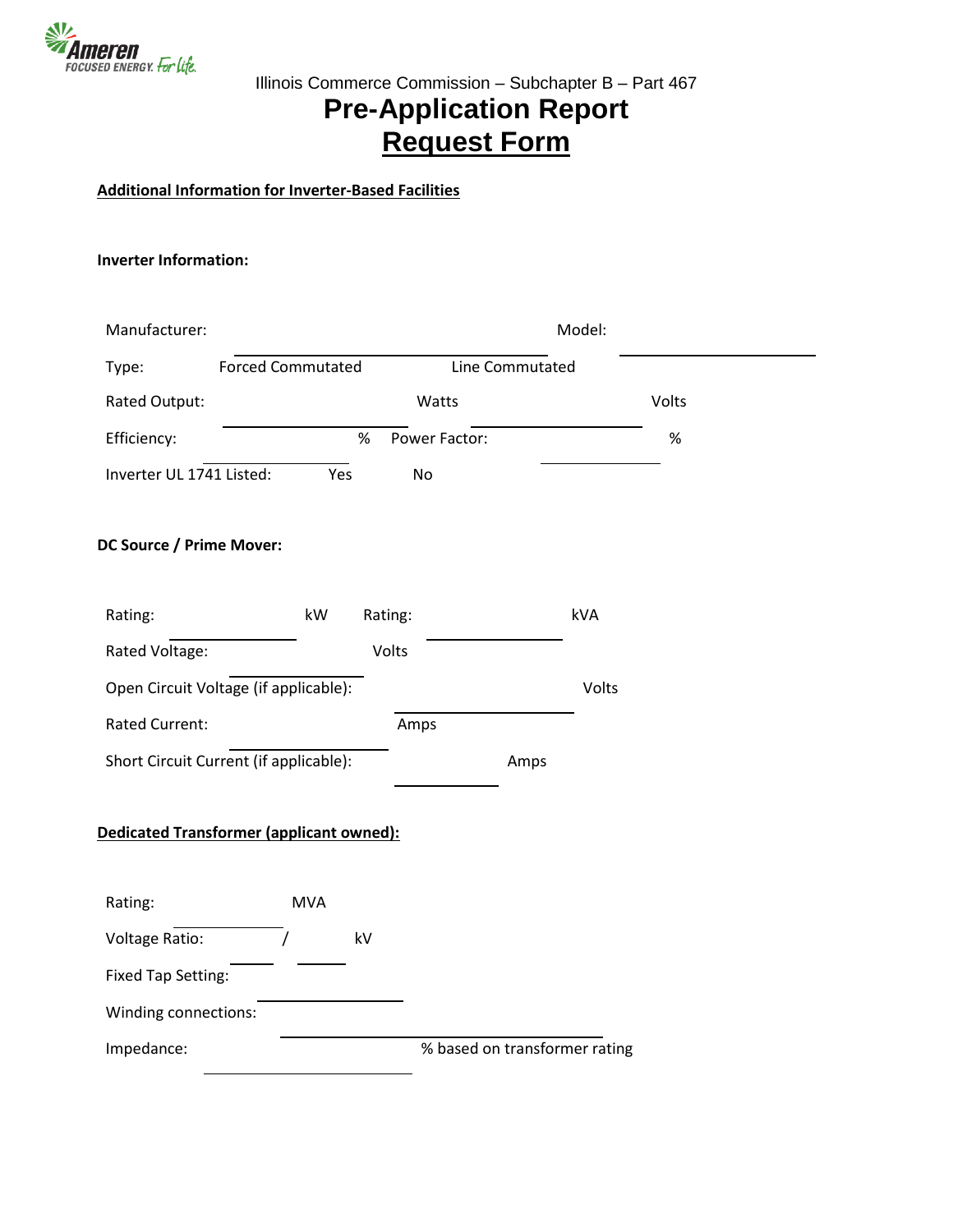Illinois Commerce Commission – Subchapter B – Part 467

# Pre-Application Report

# Request Form

**Additional Information for Inverter-Based Facilities**

**Inverter Information:**

Manufacturer: ______________________ Model: ______________________

Type: Forced Commutated Line Commutated

Rated Output: ______________ Watts ______________ Volts

Efficiency: ______________ % Power Factor: ______________ %

Inverter UL 1741 Listed: Yes No

**DC Source / Prime Mover:**

Rating: ______________ kW Rating: ______________ kVA

Rated Voltage: ______________ Volts

Open Circuit Voltage (if applicable): ______________ Volts

Rated Current: ______________ Amps

Short Circuit Current (if applicable): ______________ Amps

**Dedicated Transformer (applicant owned):**

Rating: ______________ MVA

Voltage Ratio: ______ / ______ kV

Fixed Tap Setting: ______________

Winding connections: ______________________

Impedance: ______________ % based on transformer rating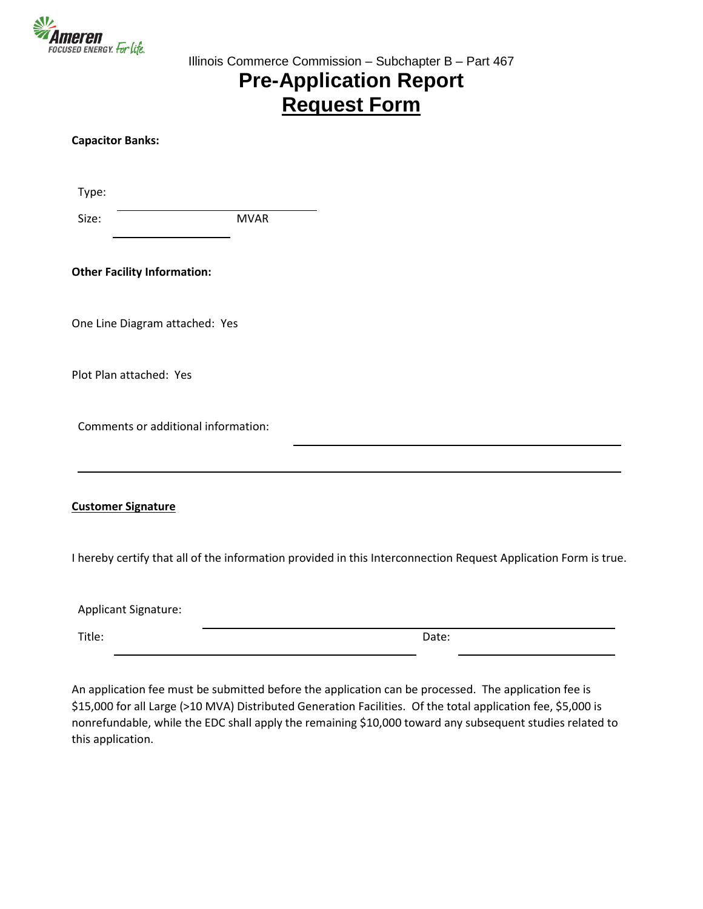Illinois Commerce Commission – Subchapter B – Part 467

# Pre-Application Report Request Form

**Capacitor Banks:**

Type: ______________________________

Size: __________________ MVAR

**Other Facility Information:**

One Line Diagram attached: Yes

Plot Plan attached: Yes

Comments or additional information: ______________________________________________

______________________________________________________________________

**Customer Signature**

I hereby certify that all of the information provided in this Interconnection Request Application Form is true.

Applicant Signature: ______________________________________________

Title: ______________________________ Date: __________________

An application fee must be submitted before the application can be processed. The application fee is $15,000 for all Large (>10 MVA) Distributed Generation Facilities. Of the total application fee, $5,000 is nonrefundable, while the EDC shall apply the remaining $10,000 toward any subsequent studies related to this application.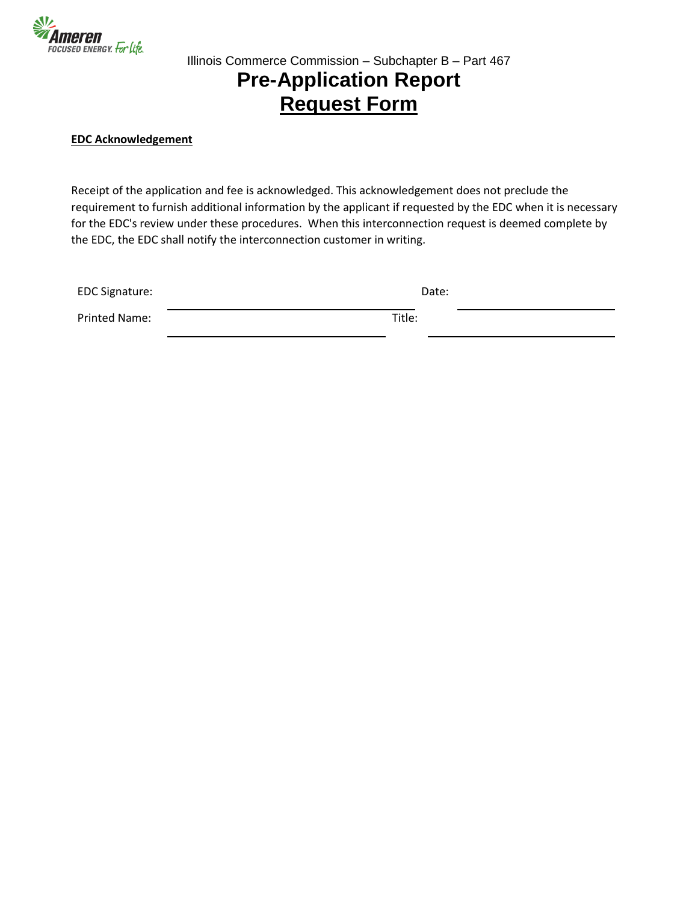Illinois Commerce Commission – Subchapter B – Part 467

# Pre-Application Report

# Request Form

**EDC Acknowledgement**

Receipt of the application and fee is acknowledged. This acknowledgement does not preclude the requirement to furnish additional information by the applicant if requested by the EDC when it is necessary for the EDC's review under these procedures. When this interconnection request is deemed complete by the EDC, the EDC shall notify the interconnection customer in writing.

EDC Signature: ______________________________ Date: ____________________

Printed Name: ______________________________ Title: ____________________